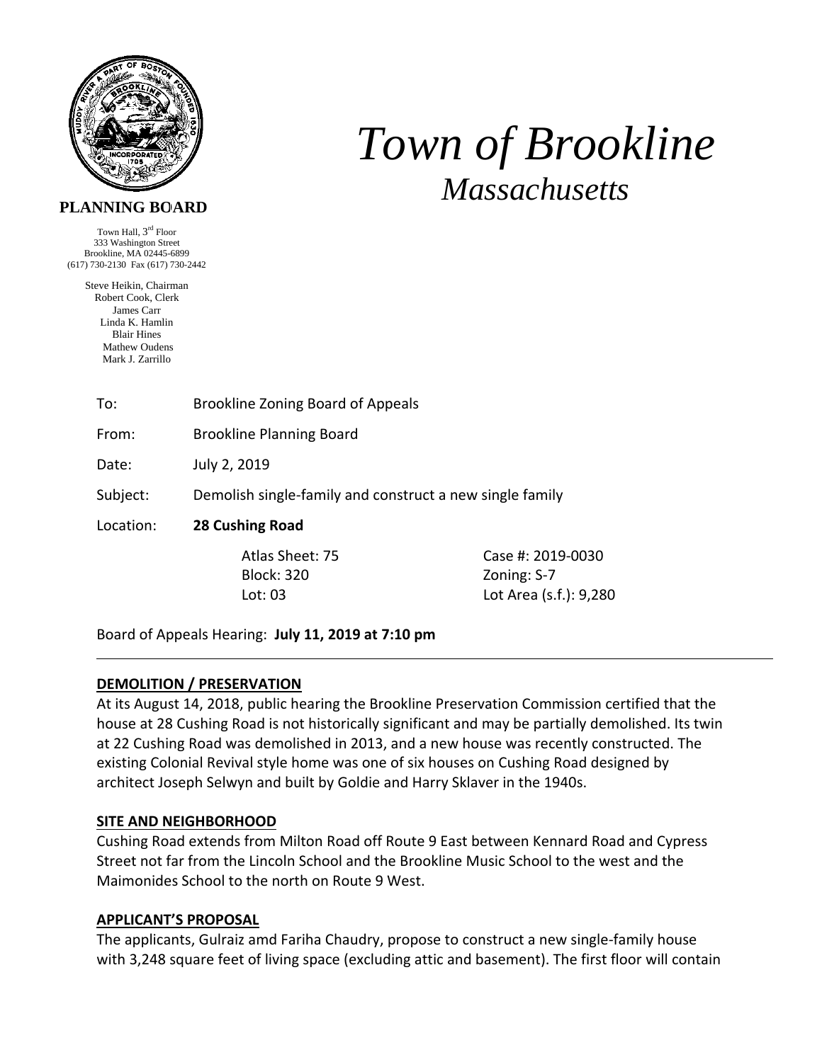# Town of Brookline

## Massachusetts

**PLANNING BOARD**

Town Hall, 3rd Floor
333 Washington Street
Brookline, MA 02445-6899
(617) 730-2130 Fax (617) 730-2442

Steve Heikin, Chairman
Robert Cook, Clerk
James Carr
Linda K. Hamlin
Blair Hines
Mathew Oudens
Mark J. Zarrillo

To: Brookline Zoning Board of Appeals

From: Brookline Planning Board

Date: July 2, 2019

Subject: Demolish single-family and construct a new single family

Location: **28 Cushing Road**

| | |
|---|---|
| Atlas Sheet: 75 | Case #: 2019-0030 |
| Block: 320 | Zoning: S-7 |
| Lot: 03 | Lot Area (s.f.): 9,280 |

Board of Appeals Hearing: **July 11, 2019 at 7:10 pm**

---

**DEMOLITION / PRESERVATION**

At its August 14, 2018, public hearing the Brookline Preservation Commission certified that the house at 28 Cushing Road is not historically significant and may be partially demolished. Its twin at 22 Cushing Road was demolished in 2013, and a new house was recently constructed. The existing Colonial Revival style home was one of six houses on Cushing Road designed by architect Joseph Selwyn and built by Goldie and Harry Sklaver in the 1940s.

**SITE AND NEIGHBORHOOD**

Cushing Road extends from Milton Road off Route 9 East between Kennard Road and Cypress Street not far from the Lincoln School and the Brookline Music School to the west and the Maimonides School to the north on Route 9 West.

**APPLICANT'S PROPOSAL**

The applicants, Gulraiz amd Fariha Chaudry, propose to construct a new single-family house with 3,248 square feet of living space (excluding attic and basement). The first floor will contain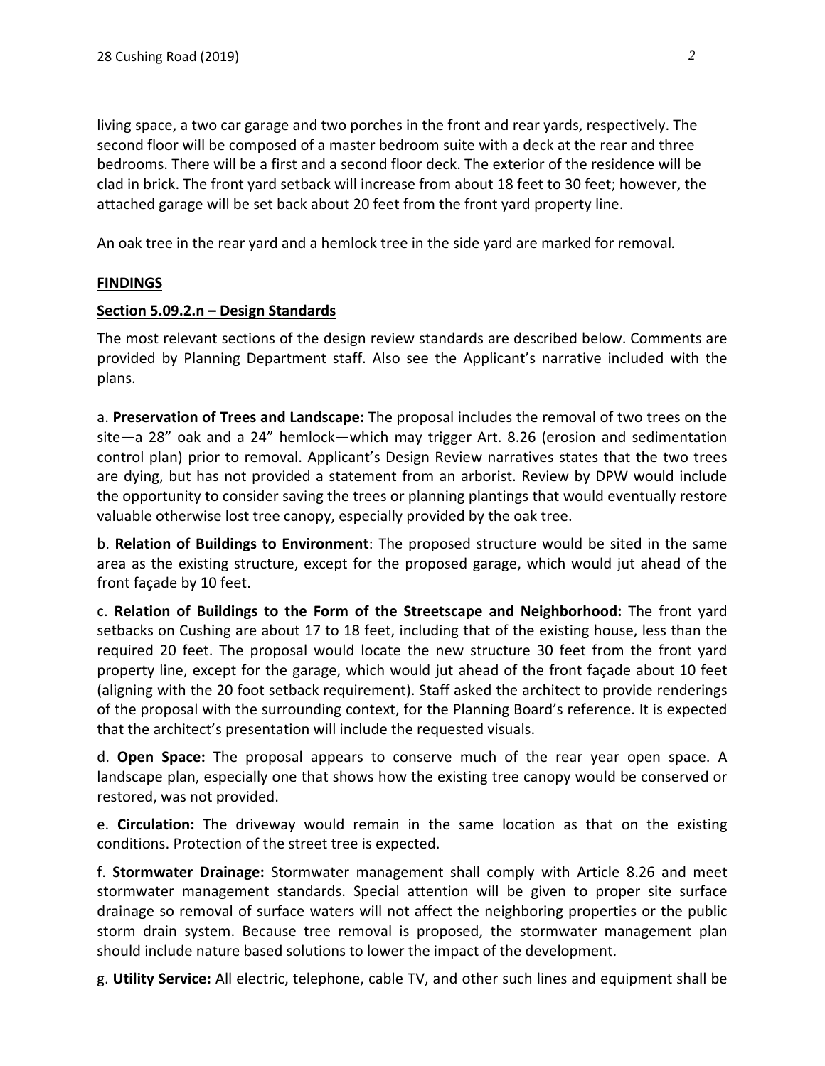living space, a two car garage and two porches in the front and rear yards, respectively. The second floor will be composed of a master bedroom suite with a deck at the rear and three bedrooms. There will be a first and a second floor deck. The exterior of the residence will be clad in brick. The front yard setback will increase from about 18 feet to 30 feet; however, the attached garage will be set back about 20 feet from the front yard property line.

An oak tree in the rear yard and a hemlock tree in the side yard are marked for removal.

## FINDINGS

### Section 5.09.2.n – Design Standards

The most relevant sections of the design review standards are described below. Comments are provided by Planning Department staff. Also see the Applicant's narrative included with the plans.

a. **Preservation of Trees and Landscape:** The proposal includes the removal of two trees on the site—a 28" oak and a 24" hemlock—which may trigger Art. 8.26 (erosion and sedimentation control plan) prior to removal. Applicant's Design Review narratives states that the two trees are dying, but has not provided a statement from an arborist. Review by DPW would include the opportunity to consider saving the trees or planning plantings that would eventually restore valuable otherwise lost tree canopy, especially provided by the oak tree.

b. **Relation of Buildings to Environment**: The proposed structure would be sited in the same area as the existing structure, except for the proposed garage, which would jut ahead of the front façade by 10 feet.

c. **Relation of Buildings to the Form of the Streetscape and Neighborhood:** The front yard setbacks on Cushing are about 17 to 18 feet, including that of the existing house, less than the required 20 feet. The proposal would locate the new structure 30 feet from the front yard property line, except for the garage, which would jut ahead of the front façade about 10 feet (aligning with the 20 foot setback requirement). Staff asked the architect to provide renderings of the proposal with the surrounding context, for the Planning Board's reference. It is expected that the architect's presentation will include the requested visuals.

d. **Open Space:** The proposal appears to conserve much of the rear year open space. A landscape plan, especially one that shows how the existing tree canopy would be conserved or restored, was not provided.

e. **Circulation:** The driveway would remain in the same location as that on the existing conditions. Protection of the street tree is expected.

f. **Stormwater Drainage:** Stormwater management shall comply with Article 8.26 and meet stormwater management standards. Special attention will be given to proper site surface drainage so removal of surface waters will not affect the neighboring properties or the public storm drain system. Because tree removal is proposed, the stormwater management plan should include nature based solutions to lower the impact of the development.

g. **Utility Service:** All electric, telephone, cable TV, and other such lines and equipment shall be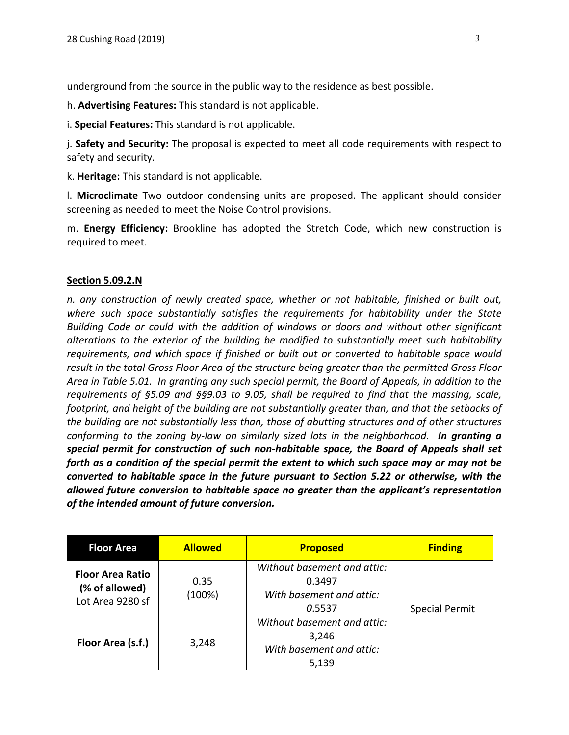underground from the source in the public way to the residence as best possible.

h. **Advertising Features:** This standard is not applicable.

i. **Special Features:** This standard is not applicable.

j. **Safety and Security:** The proposal is expected to meet all code requirements with respect to safety and security.

k. **Heritage:** This standard is not applicable.

l. **Microclimate** Two outdoor condensing units are proposed. The applicant should consider screening as needed to meet the Noise Control provisions.

m. **Energy Efficiency:** Brookline has adopted the Stretch Code, which new construction is required to meet.

**Section 5.09.2.N**

*n. any construction of newly created space, whether or not habitable, finished or built out, where such space substantially satisfies the requirements for habitability under the State Building Code or could with the addition of windows or doors and without other significant alterations to the exterior of the building be modified to substantially meet such habitability requirements, and which space if finished or built out or converted to habitable space would result in the total Gross Floor Area of the structure being greater than the permitted Gross Floor Area in Table 5.01. In granting any such special permit, the Board of Appeals, in addition to the requirements of §5.09 and §§9.03 to 9.05, shall be required to find that the massing, scale, footprint, and height of the building are not substantially greater than, and that the setbacks of the building are not substantially less than, those of abutting structures and of other structures conforming to the zoning by-law on similarly sized lots in the neighborhood.* ***In granting a special permit for construction of such non-habitable space, the Board of Appeals shall set forth as a condition of the special permit the extent to which such space may or may not be converted to habitable space in the future pursuant to Section 5.22 or otherwise, with the allowed future conversion to habitable space no greater than the applicant's representation of the intended amount of future conversion.***

| Floor Area | Allowed | Proposed | Finding |
|---|---|---|---|
| **Floor Area Ratio (% of allowed)** Lot Area 9280 sf | 0.35 (100%) | *Without basement and attic:* 0.3497 *With basement and attic:* 0.5537 | Special Permit |
| **Floor Area (s.f.)** | 3,248 | *Without basement and attic:* 3,246 *With basement and attic:* 5,139 | |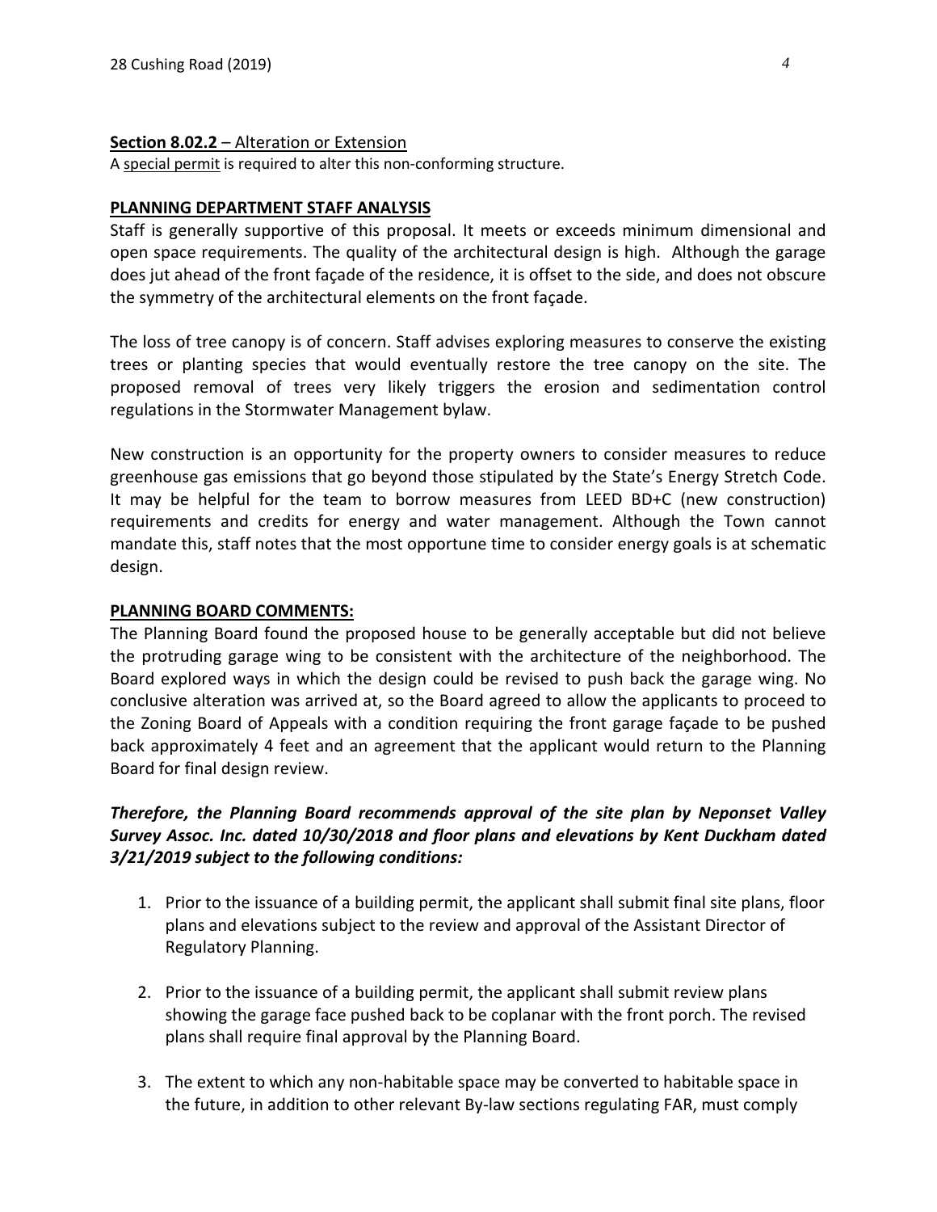**Section 8.02.2** – Alteration or Extension

A special permit is required to alter this non-conforming structure.

**PLANNING DEPARTMENT STAFF ANALYSIS**

Staff is generally supportive of this proposal. It meets or exceeds minimum dimensional and open space requirements. The quality of the architectural design is high. Although the garage does jut ahead of the front façade of the residence, it is offset to the side, and does not obscure the symmetry of the architectural elements on the front façade.

The loss of tree canopy is of concern. Staff advises exploring measures to conserve the existing trees or planting species that would eventually restore the tree canopy on the site. The proposed removal of trees very likely triggers the erosion and sedimentation control regulations in the Stormwater Management bylaw.

New construction is an opportunity for the property owners to consider measures to reduce greenhouse gas emissions that go beyond those stipulated by the State's Energy Stretch Code. It may be helpful for the team to borrow measures from LEED BD+C (new construction) requirements and credits for energy and water management. Although the Town cannot mandate this, staff notes that the most opportune time to consider energy goals is at schematic design.

**PLANNING BOARD COMMENTS:**

The Planning Board found the proposed house to be generally acceptable but did not believe the protruding garage wing to be consistent with the architecture of the neighborhood. The Board explored ways in which the design could be revised to push back the garage wing. No conclusive alteration was arrived at, so the Board agreed to allow the applicants to proceed to the Zoning Board of Appeals with a condition requiring the front garage façade to be pushed back approximately 4 feet and an agreement that the applicant would return to the Planning Board for final design review.

***Therefore, the Planning Board recommends approval of the site plan by Neponset Valley Survey Assoc. Inc. dated 10/30/2018 and floor plans and elevations by Kent Duckham dated 3/21/2019 subject to the following conditions:***

1. Prior to the issuance of a building permit, the applicant shall submit final site plans, floor plans and elevations subject to the review and approval of the Assistant Director of Regulatory Planning.

2. Prior to the issuance of a building permit, the applicant shall submit review plans showing the garage face pushed back to be coplanar with the front porch. The revised plans shall require final approval by the Planning Board.

3. The extent to which any non-habitable space may be converted to habitable space in the future, in addition to other relevant By-law sections regulating FAR, must comply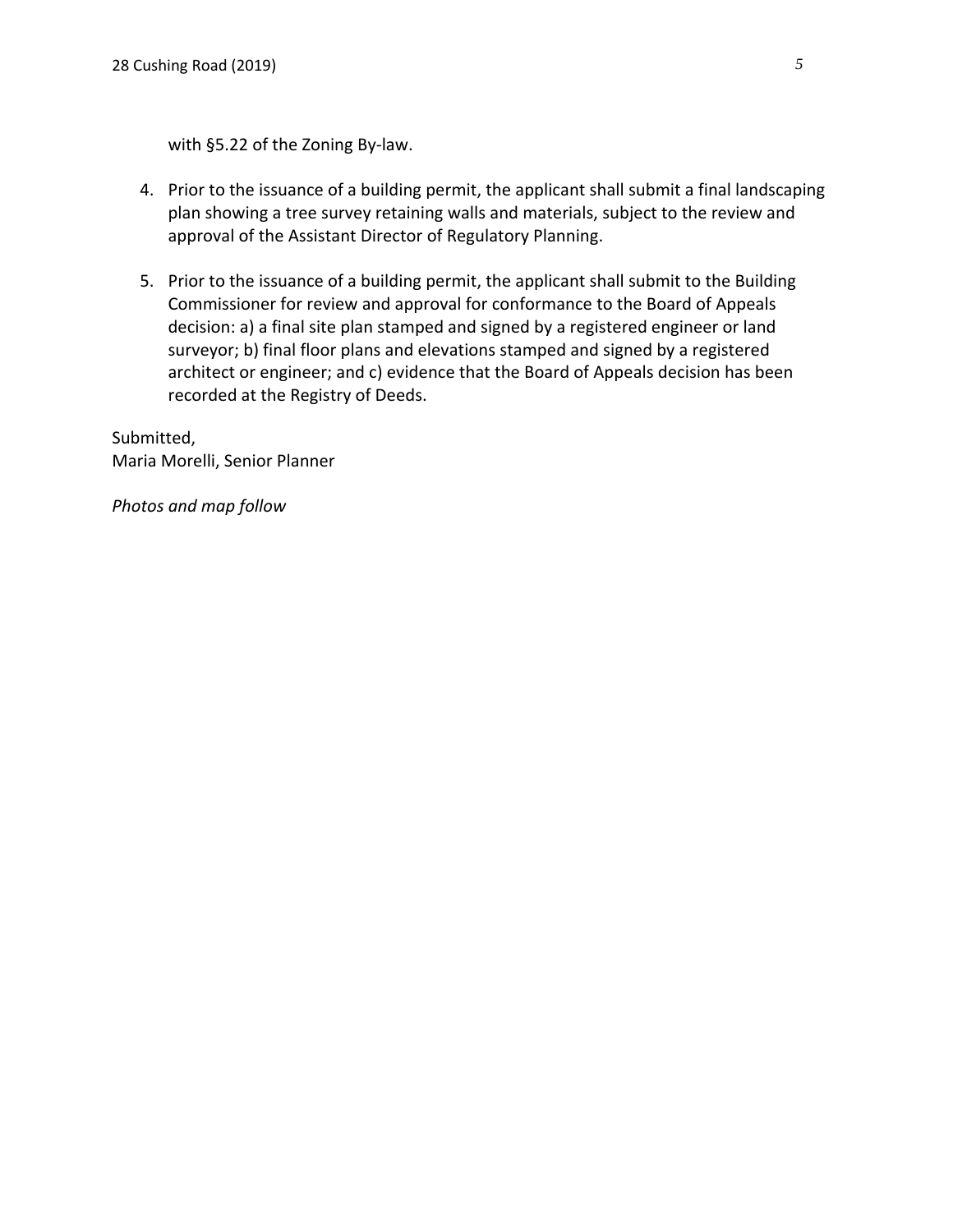with §5.22 of the Zoning By-law.

4. Prior to the issuance of a building permit, the applicant shall submit a final landscaping plan showing a tree survey retaining walls and materials, subject to the review and approval of the Assistant Director of Regulatory Planning.

5. Prior to the issuance of a building permit, the applicant shall submit to the Building Commissioner for review and approval for conformance to the Board of Appeals decision: a) a final site plan stamped and signed by a registered engineer or land surveyor; b) final floor plans and elevations stamped and signed by a registered architect or engineer; and c) evidence that the Board of Appeals decision has been recorded at the Registry of Deeds.

Submitted,
Maria Morelli, Senior Planner

*Photos and map follow*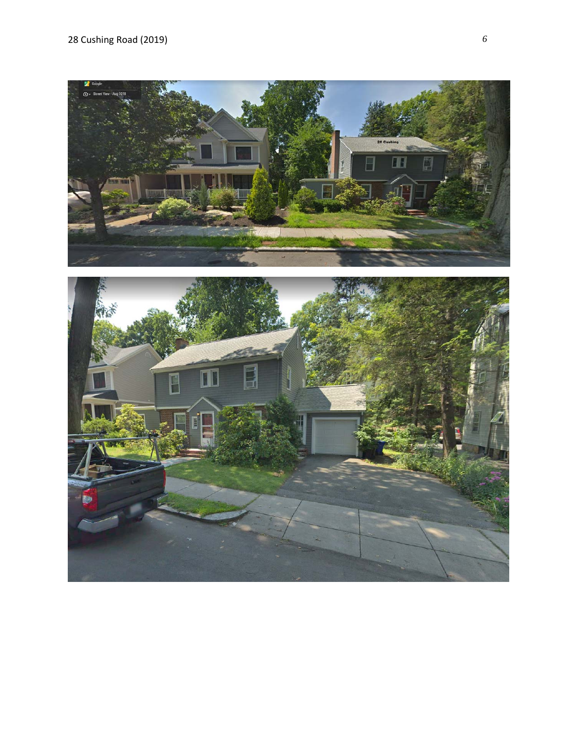28 Cushing Road (2019)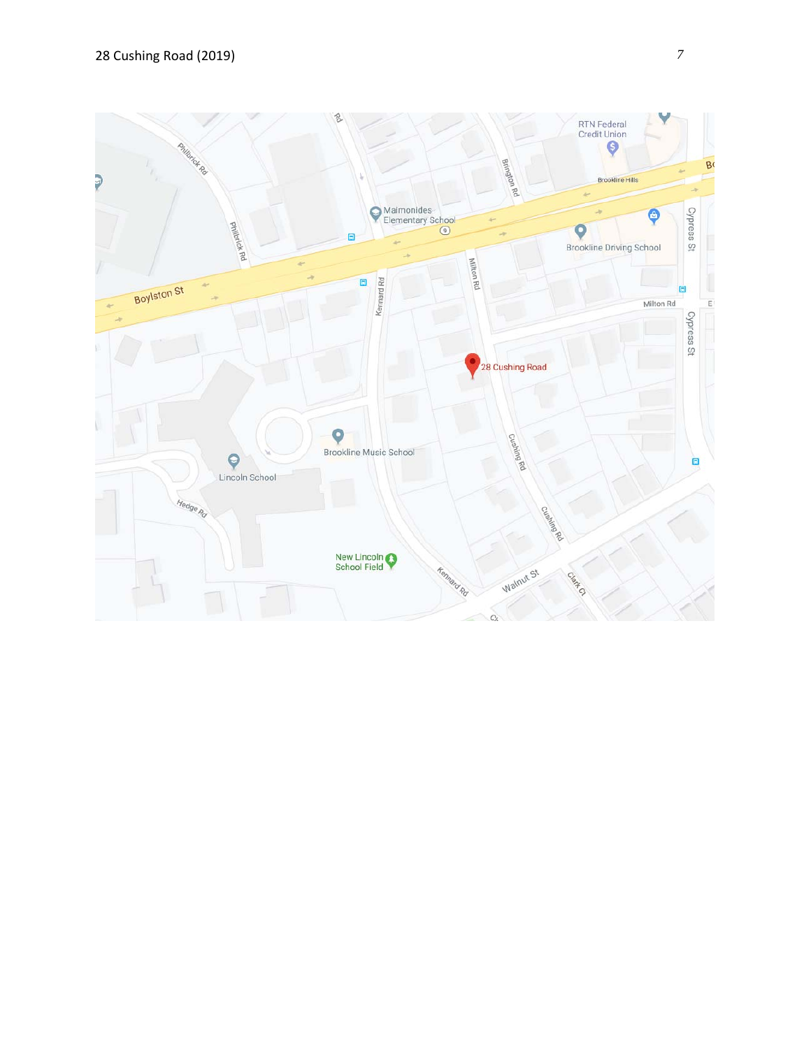RTN Federal Credit Union

Brookline Hills

Philbrick Rd

Maimonides Elementary School

Brington Rd

Boylston St

Kennard Rd

Milton Rd

Brookline Driving School

Cypress St

Milton Rd

28 Cushing Road

Brookline Music School

Lincoln School

Cushing Rd

Hedge Rd

New Lincoln School Field

Kennard Rd

Walnut St

Clark Ct